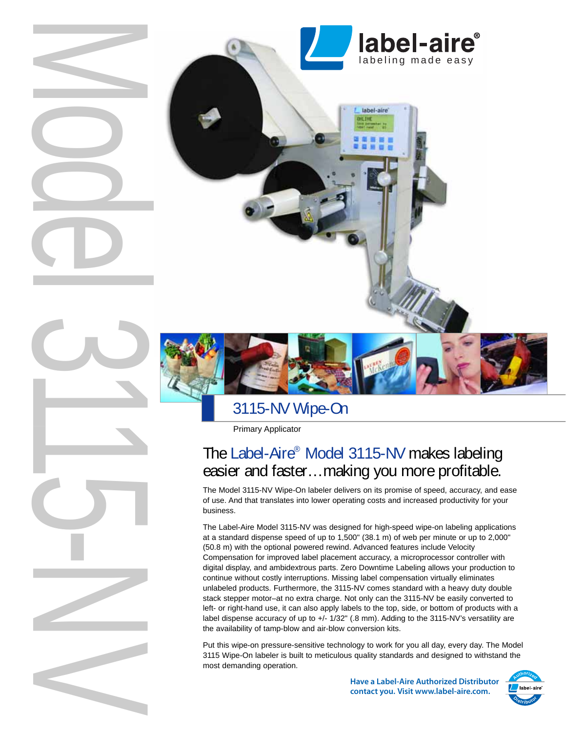# Model 3115-NV

label-aire®
labeling made easy

## 3115-NV Wipe-On

Primary Applicator

### The Label-Aire® Model 3115-NV makes labeling easier and faster…making you more profitable.

The Model 3115-NV Wipe-On labeler delivers on its promise of speed, accuracy, and ease of use. And that translates into lower operating costs and increased productivity for your business.

The Label-Aire Model 3115-NV was designed for high-speed wipe-on labeling applications at a standard dispense speed of up to 1,500" (38.1 m) of web per minute or up to 2,000" (50.8 m) with the optional powered rewind. Advanced features include Velocity Compensation for improved label placement accuracy, a microprocessor controller with digital display, and ambidextrous parts. Zero Downtime Labeling allows your production to continue without costly interruptions. Missing label compensation virtually eliminates unlabeled products. Furthermore, the 3115-NV comes standard with a heavy duty double stack stepper motor–at no extra charge. Not only can the 3115-NV be easily converted to left- or right-hand use, it can also apply labels to the top, side, or bottom of products with a label dispense accuracy of up to +/- 1/32" (.8 mm). Adding to the 3115-NV's versatility are the availability of tamp-blow and air-blow conversion kits.

Put this wipe-on pressure-sensitive technology to work for you all day, every day. The Model 3115 Wipe-On labeler is built to meticulous quality standards and designed to withstand the most demanding operation.

**Have a Label-Aire Authorized Distributor contact you. Visit www.label-aire.com.**

Authorized label-aire® Distributor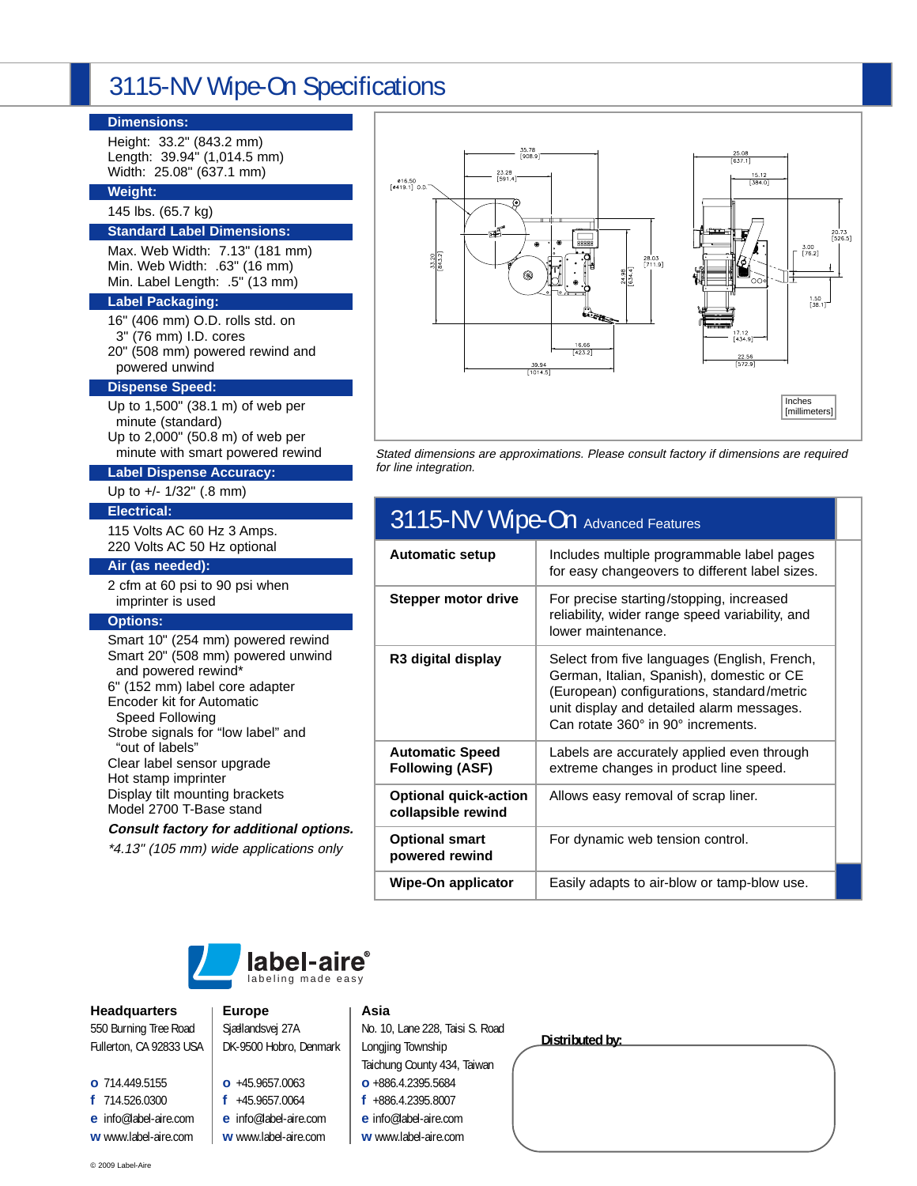# 3115-NV Wipe-On Specifications

## Dimensions:

Height: 33.2" (843.2 mm)
Length: 39.94" (1,014.5 mm)
Width: 25.08" (637.1 mm)

## Weight:

145 lbs. (65.7 kg)

## Standard Label Dimensions:

Max. Web Width: 7.13" (181 mm)
Min. Web Width: .63" (16 mm)
Min. Label Length: .5" (13 mm)

## Label Packaging:

16" (406 mm) O.D. rolls std. on 3" (76 mm) I.D. cores
20" (508 mm) powered rewind and powered unwind

## Dispense Speed:

Up to 1,500" (38.1 m) of web per minute (standard)
Up to 2,000" (50.8 m) of web per minute with smart powered rewind

## Label Dispense Accuracy:

Up to +/- 1/32" (.8 mm)

## Electrical:

115 Volts AC 60 Hz 3 Amps.
220 Volts AC 50 Hz optional

## Air (as needed):

2 cfm at 60 psi to 90 psi when imprinter is used

## Options:

Smart 10" (254 mm) powered rewind
Smart 20" (508 mm) powered unwind and powered rewind*
6" (152 mm) label core adapter
Encoder kit for Automatic Speed Following
Strobe signals for "low label" and "out of labels"
Clear label sensor upgrade
Hot stamp imprinter
Display tilt mounting brackets
Model 2700 T-Base stand

***Consult factory for additional options.***

*\*4.13" (105 mm) wide applications only*

ø16.50 [ø419.1] O.D.
35.78 [908.9]
23.28 [591.4]
33.20 [843.2]
28.03 [711.9]
24.98 [634.4]
16.66 [423.2]
39.94 [1014.5]
25.08 [637.1]
15.12 [384.0]
20.73 [526.5]
3.00 [76.2]
1.50 [38.1]
17.12 [434.9]
22.56 [572.9]
Inches [millimeters]

*Stated dimensions are approximations. Please consult factory if dimensions are required for line integration.*

## 3115-NV Wipe-On Advanced Features

| | |
|---|---|
| **Automatic setup** | Includes multiple programmable label pages for easy changeovers to different label sizes. |
| **Stepper motor drive** | For precise starting/stopping, increased reliability, wider range speed variability, and lower maintenance. |
| **R3 digital display** | Select from five languages (English, French, German, Italian, Spanish), domestic or CE (European) configurations, standard/metric unit display and detailed alarm messages. Can rotate 360° in 90° increments. |
| **Automatic Speed Following (ASF)** | Labels are accurately applied even through extreme changes in product line speed. |
| **Optional quick-action collapsible rewind** | Allows easy removal of scrap liner. |
| **Optional smart powered rewind** | For dynamic web tension control. |
| **Wipe-On applicator** | Easily adapts to air-blow or tamp-blow use. |

label-aire®
labeling made easy

**Headquarters**
550 Burning Tree Road
Fullerton, CA 92833 USA

**o** 714.449.5155
**f** 714.526.0300
**e** info@label-aire.com
**w** www.label-aire.com

**Europe**
Sjællandsvej 27A
DK-9500 Hobro, Denmark

**o** +45.9657.0063
**f** +45.9657.0064
**e** info@label-aire.com
**w** www.label-aire.com

**Asia**
No. 10, Lane 228, Taisi S. Road
Longjing Township
Taichung County 434, Taiwan
**o** +886.4.2395.5684
**f** +886.4.2395.8007
**e** info@label-aire.com
**w** www.label-aire.com

**Distributed by:**

© 2009 Label-Aire